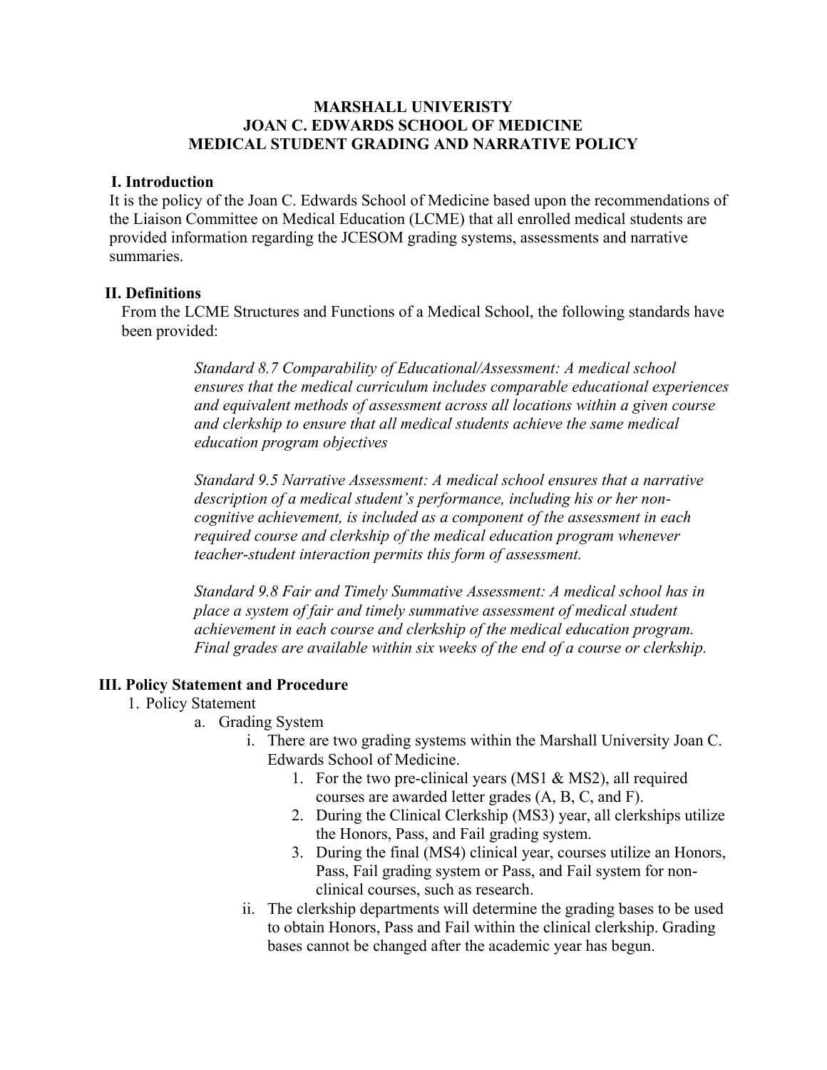# MARSHALL UNIVERISTY
# JOAN C. EDWARDS SCHOOL OF MEDICINE
# MEDICAL STUDENT GRADING AND NARRATIVE POLICY

## I. Introduction

It is the policy of the Joan C. Edwards School of Medicine based upon the recommendations of the Liaison Committee on Medical Education (LCME) that all enrolled medical students are provided information regarding the JCESOM grading systems, assessments and narrative summaries.

## II. Definitions

From the LCME Structures and Functions of a Medical School, the following standards have been provided:

> *Standard 8.7 Comparability of Educational/Assessment: A medical school ensures that the medical curriculum includes comparable educational experiences and equivalent methods of assessment across all locations within a given course and clerkship to ensure that all medical students achieve the same medical education program objectives*
>
> *Standard 9.5 Narrative Assessment: A medical school ensures that a narrative description of a medical student's performance, including his or her non-cognitive achievement, is included as a component of the assessment in each required course and clerkship of the medical education program whenever teacher-student interaction permits this form of assessment.*
>
> *Standard 9.8 Fair and Timely Summative Assessment: A medical school has in place a system of fair and timely summative assessment of medical student achievement in each course and clerkship of the medical education program. Final grades are available within six weeks of the end of a course or clerkship.*

## III. Policy Statement and Procedure

1. Policy Statement
   a. Grading System
      i. There are two grading systems within the Marshall University Joan C. Edwards School of Medicine.
         1. For the two pre-clinical years (MS1 & MS2), all required courses are awarded letter grades (A, B, C, and F).
         2. During the Clinical Clerkship (MS3) year, all clerkships utilize the Honors, Pass, and Fail grading system.
         3. During the final (MS4) clinical year, courses utilize an Honors, Pass, Fail grading system or Pass, and Fail system for non-clinical courses, such as research.
      ii. The clerkship departments will determine the grading bases to be used to obtain Honors, Pass and Fail within the clinical clerkship. Grading bases cannot be changed after the academic year has begun.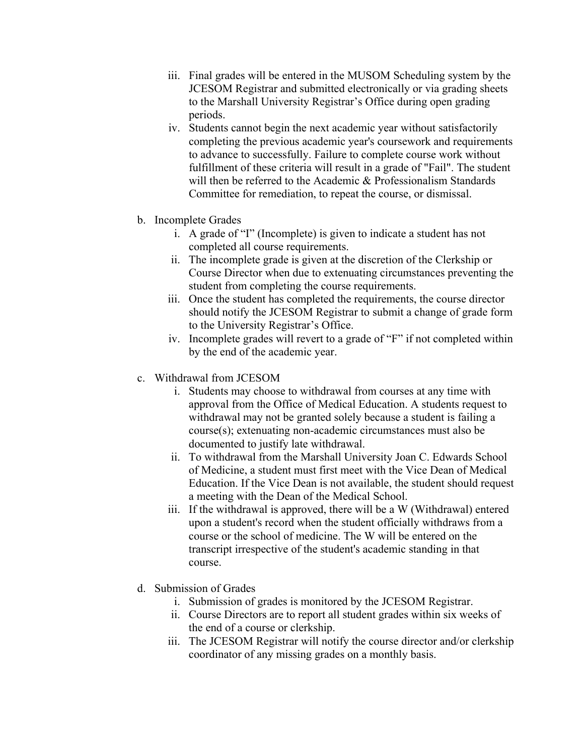iii. Final grades will be entered in the MUSOM Scheduling system by the JCESOM Registrar and submitted electronically or via grading sheets to the Marshall University Registrar's Office during open grading periods.

iv. Students cannot begin the next academic year without satisfactorily completing the previous academic year's coursework and requirements to advance to successfully. Failure to complete course work without fulfillment of these criteria will result in a grade of "Fail". The student will then be referred to the Academic & Professionalism Standards Committee for remediation, to repeat the course, or dismissal.

b. Incomplete Grades

i. A grade of "I" (Incomplete) is given to indicate a student has not completed all course requirements.

ii. The incomplete grade is given at the discretion of the Clerkship or Course Director when due to extenuating circumstances preventing the student from completing the course requirements.

iii. Once the student has completed the requirements, the course director should notify the JCESOM Registrar to submit a change of grade form to the University Registrar's Office.

iv. Incomplete grades will revert to a grade of "F" if not completed within by the end of the academic year.

c. Withdrawal from JCESOM

i. Students may choose to withdrawal from courses at any time with approval from the Office of Medical Education. A students request to withdrawal may not be granted solely because a student is failing a course(s); extenuating non-academic circumstances must also be documented to justify late withdrawal.

ii. To withdrawal from the Marshall University Joan C. Edwards School of Medicine, a student must first meet with the Vice Dean of Medical Education. If the Vice Dean is not available, the student should request a meeting with the Dean of the Medical School.

iii. If the withdrawal is approved, there will be a W (Withdrawal) entered upon a student's record when the student officially withdraws from a course or the school of medicine. The W will be entered on the transcript irrespective of the student's academic standing in that course.

d. Submission of Grades

i. Submission of grades is monitored by the JCESOM Registrar.

ii. Course Directors are to report all student grades within six weeks of the end of a course or clerkship.

iii. The JCESOM Registrar will notify the course director and/or clerkship coordinator of any missing grades on a monthly basis.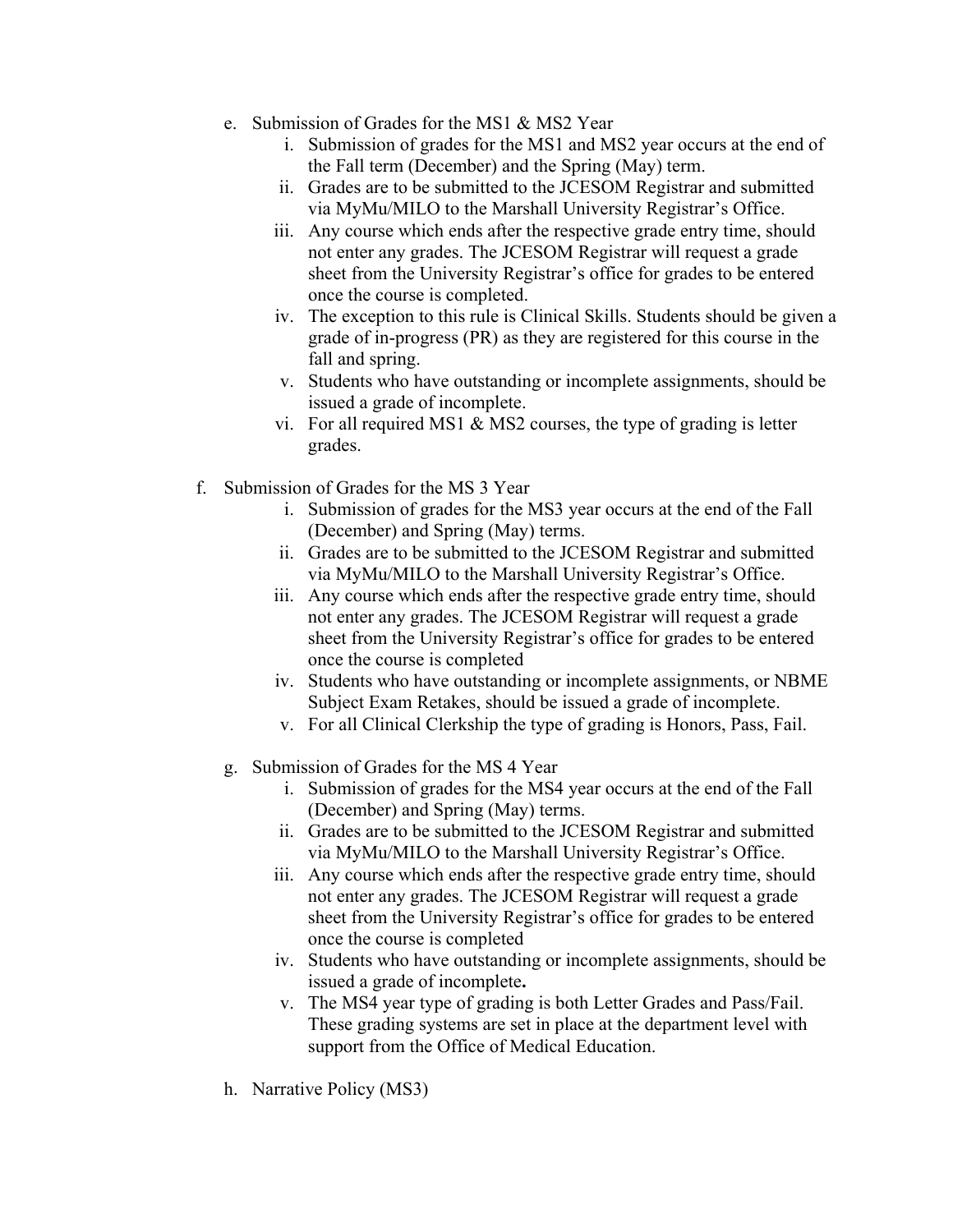e. Submission of Grades for the MS1 & MS2 Year
   i. Submission of grades for the MS1 and MS2 year occurs at the end of the Fall term (December) and the Spring (May) term.
   ii. Grades are to be submitted to the JCESOM Registrar and submitted via MyMu/MILO to the Marshall University Registrar's Office.
   iii. Any course which ends after the respective grade entry time, should not enter any grades. The JCESOM Registrar will request a grade sheet from the University Registrar's office for grades to be entered once the course is completed.
   iv. The exception to this rule is Clinical Skills. Students should be given a grade of in-progress (PR) as they are registered for this course in the fall and spring.
   v. Students who have outstanding or incomplete assignments, should be issued a grade of incomplete.
   vi. For all required MS1 & MS2 courses, the type of grading is letter grades.

f. Submission of Grades for the MS 3 Year
   i. Submission of grades for the MS3 year occurs at the end of the Fall (December) and Spring (May) terms.
   ii. Grades are to be submitted to the JCESOM Registrar and submitted via MyMu/MILO to the Marshall University Registrar's Office.
   iii. Any course which ends after the respective grade entry time, should not enter any grades. The JCESOM Registrar will request a grade sheet from the University Registrar's office for grades to be entered once the course is completed
   iv. Students who have outstanding or incomplete assignments, or NBME Subject Exam Retakes, should be issued a grade of incomplete.
   v. For all Clinical Clerkship the type of grading is Honors, Pass, Fail.

g. Submission of Grades for the MS 4 Year
   i. Submission of grades for the MS4 year occurs at the end of the Fall (December) and Spring (May) terms.
   ii. Grades are to be submitted to the JCESOM Registrar and submitted via MyMu/MILO to the Marshall University Registrar's Office.
   iii. Any course which ends after the respective grade entry time, should not enter any grades. The JCESOM Registrar will request a grade sheet from the University Registrar's office for grades to be entered once the course is completed
   iv. Students who have outstanding or incomplete assignments, should be issued a grade of incomplete**.**
   v. The MS4 year type of grading is both Letter Grades and Pass/Fail. These grading systems are set in place at the department level with support from the Office of Medical Education.

h. Narrative Policy (MS3)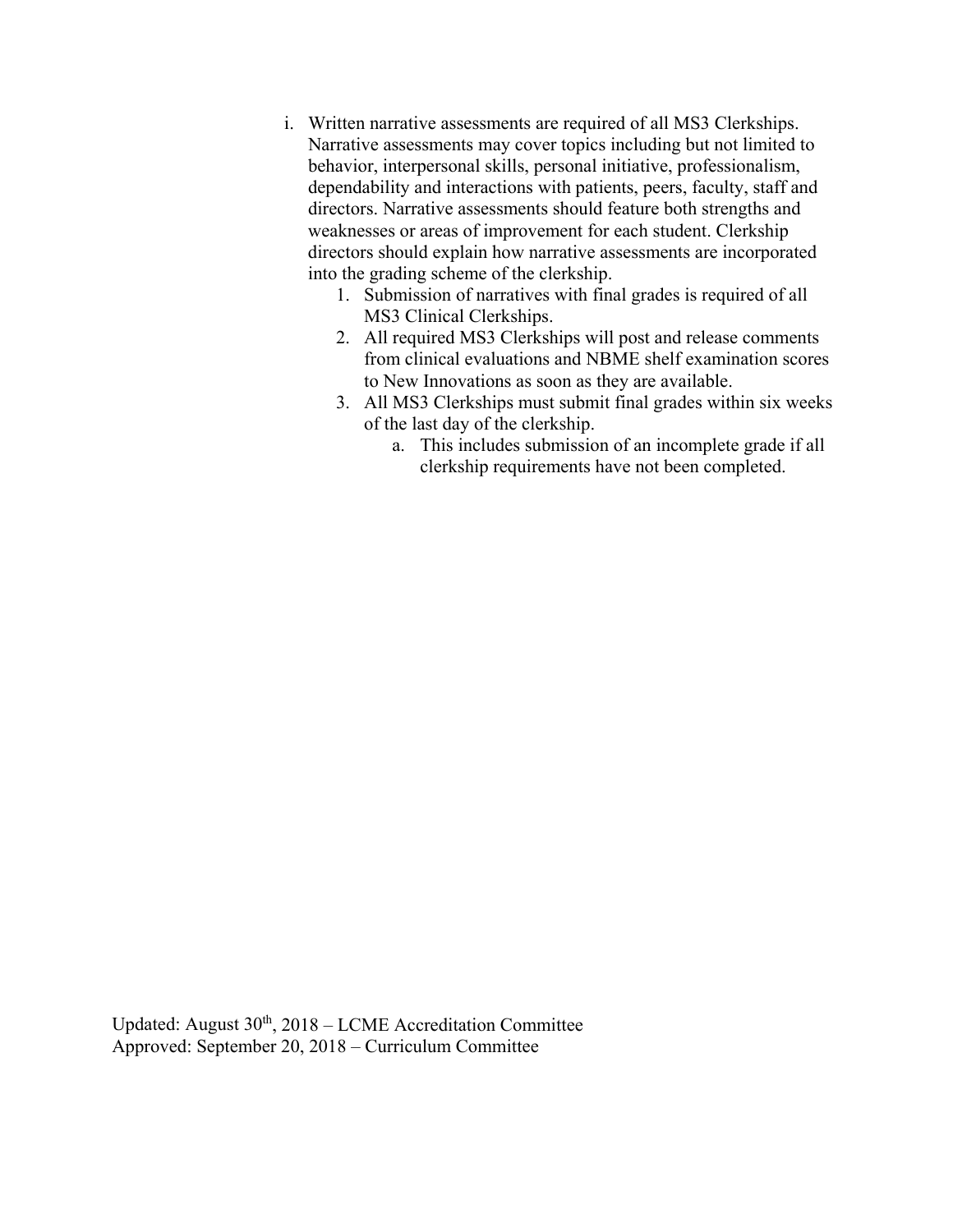i. Written narrative assessments are required of all MS3 Clerkships. Narrative assessments may cover topics including but not limited to behavior, interpersonal skills, personal initiative, professionalism, dependability and interactions with patients, peers, faculty, staff and directors. Narrative assessments should feature both strengths and weaknesses or areas of improvement for each student. Clerkship directors should explain how narrative assessments are incorporated into the grading scheme of the clerkship.

   1. Submission of narratives with final grades is required of all MS3 Clinical Clerkships.
   2. All required MS3 Clerkships will post and release comments from clinical evaluations and NBME shelf examination scores to New Innovations as soon as they are available.
   3. All MS3 Clerkships must submit final grades within six weeks of the last day of the clerkship.
      a. This includes submission of an incomplete grade if all clerkship requirements have not been completed.

Updated: August 30th, 2018 – LCME Accreditation Committee
Approved: September 20, 2018 – Curriculum Committee